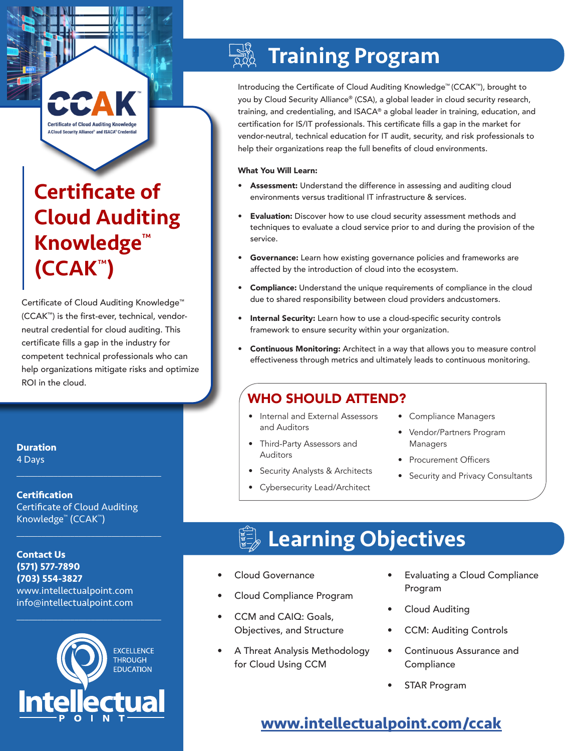# Certificate of Cloud Auditing Knowledge™ (CCAK™)

Certificate of Cloud Auditing Knowledge™ (CCAK™) is the first-ever, technical, vendor-neutral credential for cloud auditing. This certificate fills a gap in the industry for competent technical professionals who can help organizations mitigate risks and optimize ROI in the cloud.

**Duration**
4 Days

**Certification**
Certificate of Cloud Auditing Knowledge™ (CCAK™)

**Contact Us**
**(571) 577-7890**
**(703) 554-3827**
www.intellectualpoint.com
info@intellectualpoint.com

EXCELLENCE THROUGH EDUCATION

Intellectual POINT

## Training Program

Introducing the Certificate of Cloud Auditing Knowledge™ (CCAK™), brought to you by Cloud Security Alliance® (CSA), a global leader in cloud security research, training, and credentialing, and ISACA® a global leader in training, education, and certification for IS/IT professionals. This certificate fills a gap in the market for vendor-neutral, technical education for IT audit, security, and risk professionals to help their organizations reap the full benefits of cloud environments.

**What You Will Learn:**

- **Assessment:** Understand the difference in assessing and auditing cloud environments versus traditional IT infrastructure & services.
- **Evaluation:** Discover how to use cloud security assessment methods and techniques to evaluate a cloud service prior to and during the provision of the service.
- **Governance:** Learn how existing governance policies and frameworks are affected by the introduction of cloud into the ecosystem.
- **Compliance:** Understand the unique requirements of compliance in the cloud due to shared responsibility between cloud providers andcustomers.
- **Internal Security:** Learn how to use a cloud-specific security controls framework to ensure security within your organization.
- **Continuous Monitoring:** Architect in a way that allows you to measure control effectiveness through metrics and ultimately leads to continuous monitoring.

### WHO SHOULD ATTEND?

- Internal and External Assessors and Auditors
- Third-Party Assessors and Auditors
- Security Analysts & Architects
- Cybersecurity Lead/Architect
- Compliance Managers
- Vendor/Partners Program Managers
- Procurement Officers
- Security and Privacy Consultants

## Learning Objectives

- Cloud Governance
- Cloud Compliance Program
- CCM and CAIQ: Goals, Objectives, and Structure
- A Threat Analysis Methodology for Cloud Using CCM
- Evaluating a Cloud Compliance Program
- Cloud Auditing
- CCM: Auditing Controls
- Continuous Assurance and Compliance
- STAR Program

**www.intellectualpoint.com/ccak**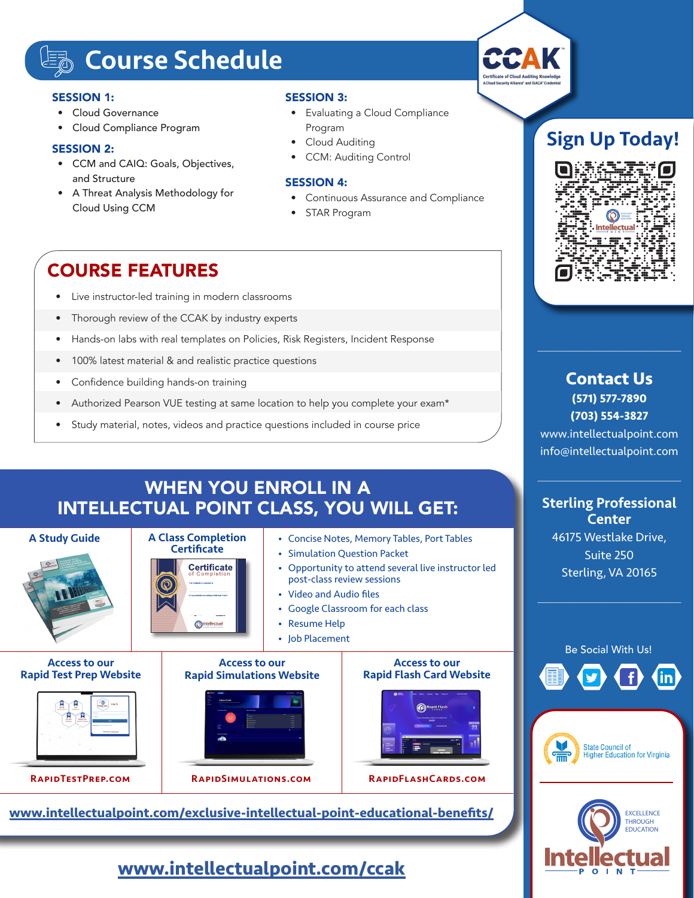# Course Schedule

**SESSION 1:**
- Cloud Governance
- Cloud Compliance Program

**SESSION 2:**
- CCM and CAIQ: Goals, Objectives, and Structure
- A Threat Analysis Methodology for Cloud Using CCM

**SESSION 3:**
- Evaluating a Cloud Compliance Program
- Cloud Auditing
- CCM: Auditing Control

**SESSION 4:**
- Continuous Assurance and Compliance
- STAR Program

CCAK
Certificate of Cloud Auditing Knowledge
A Cloud Security Alliance® and ISACA® Credential

## COURSE FEATURES

- Live instructor-led training in modern classrooms
- Thorough review of the CCAK by industry experts
- Hands-on labs with real templates on Policies, Risk Registers, Incident Response
- 100% latest material & and realistic practice questions
- Confidence building hands-on training
- Authorized Pearson VUE testing at same location to help you complete your exam*
- Study material, notes, videos and practice questions included in course price

## WHEN YOU ENROLL IN A INTELLECTUAL POINT CLASS, YOU WILL GET:

**A Study Guide**

**A Class Completion Certificate**

- Concise Notes, Memory Tables, Port Tables
- Simulation Question Packet
- Opportunity to attend several live instructor led post-class review sessions
- Video and Audio files
- Google Classroom for each class
- Resume Help
- Job Placement

**Access to our Rapid Test Prep Website**
RAPIDTESTPREP.COM

**Access to our Rapid Simulations Website**
RAPIDSIMULATIONS.COM

**Access to our Rapid Flash Card Website**
RAPIDFLASHCARDS.COM

www.intellectualpoint.com/exclusive-intellectual-point-educational-benefits/

www.intellectualpoint.com/ccak

## Sign Up Today!

## Contact Us

**(571) 577-7890**
**(703) 554-3827**
www.intellectualpoint.com
info@intellectualpoint.com

**Sterling Professional Center**
46175 Westlake Drive,
Suite 250
Sterling, VA 20165

Be Social With Us!

State Council of Higher Education for Virginia

Intellectual Point
EXCELLENCE THROUGH EDUCATION